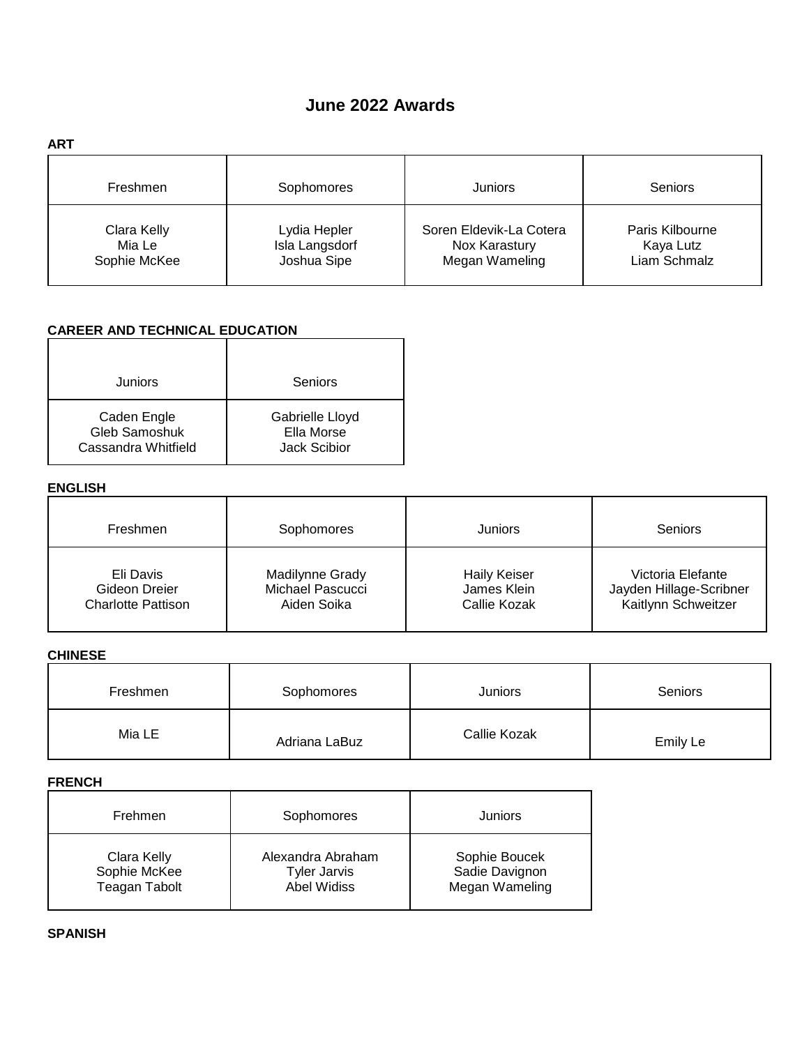# June 2022 Awards

**ART**

| Freshmen | Sophomores | Juniors | Seniors |
| --- | --- | --- | --- |
| Clara Kelly<br>Mia Le<br>Sophie McKee | Lydia Hepler<br>Isla Langsdorf<br>Joshua Sipe | Soren Eldevik-La Cotera<br>Nox Karastury<br>Megan Wameling | Paris Kilbourne<br>Kaya Lutz<br>Liam Schmalz |

**CAREER AND TECHNICAL EDUCATION**

| Juniors | Seniors |
| --- | --- |
| Caden Engle<br>Gleb Samoshuk<br>Cassandra Whitfield | Gabrielle Lloyd<br>Ella Morse<br>Jack Scibior |

**ENGLISH**

| Freshmen | Sophomores | Juniors | Seniors |
| --- | --- | --- | --- |
| Eli Davis<br>Gideon Dreier<br>Charlotte Pattison | Madilynne Grady<br>Michael Pascucci<br>Aiden Soika | Haily Keiser<br>James Klein<br>Callie Kozak | Victoria Elefante<br>Jayden Hillage-Scribner<br>Kaitlynn Schweitzer |

**CHINESE**

| Freshmen | Sophomores | Juniors | Seniors |
| --- | --- | --- | --- |
| Mia LE | Adriana LaBuz | Callie Kozak | Emily Le |

**FRENCH**

| Frehmen | Sophomores | Juniors |
| --- | --- | --- |
| Clara Kelly<br>Sophie McKee<br>Teagan Tabolt | Alexandra Abraham<br>Tyler Jarvis<br>Abel Widiss | Sophie Boucek<br>Sadie Davignon<br>Megan Wameling |

**SPANISH**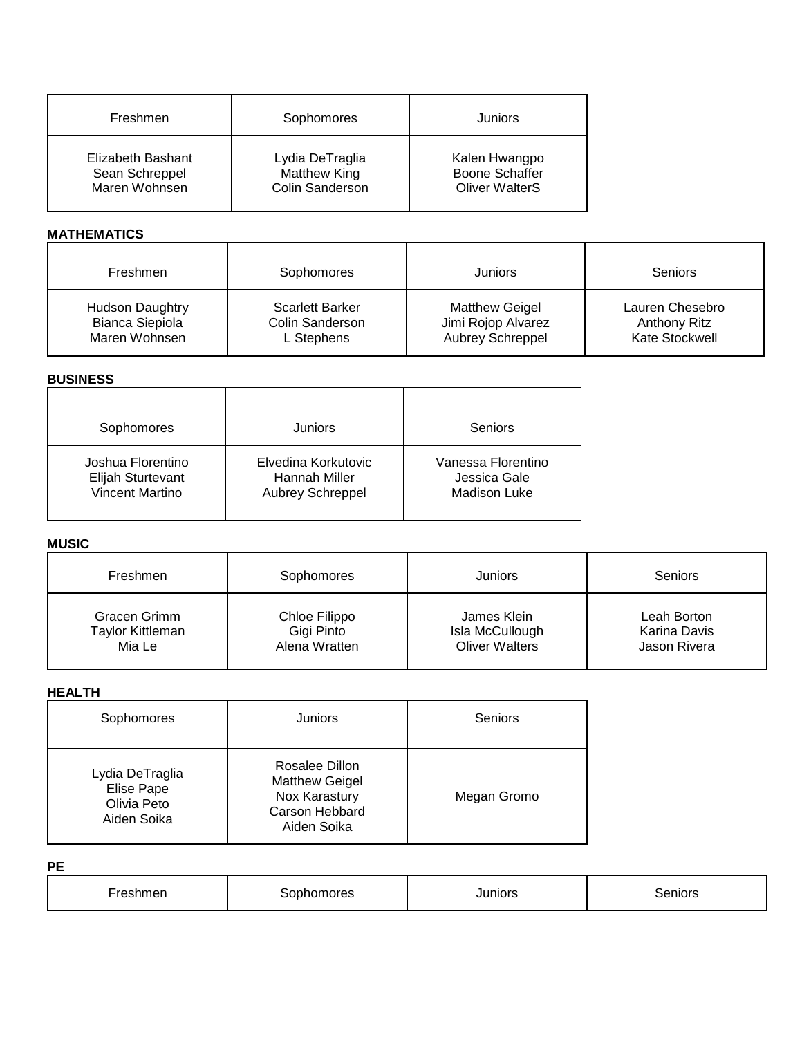| Freshmen | Sophomores | Juniors |
|---|---|---|
| Elizabeth Bashant<br>Sean Schreppel<br>Maren Wohnsen | Lydia DeTraglia<br>Matthew King<br>Colin Sanderson | Kalen Hwangpo<br>Boone Schaffer<br>Oliver WalterS |

**MATHEMATICS**

| Freshmen | Sophomores | Juniors | Seniors |
|---|---|---|---|
| Hudson Daughtry<br>Bianca Siepiola<br>Maren Wohnsen | Scarlett Barker<br>Colin Sanderson<br>L Stephens | Matthew Geigel<br>Jimi Rojop Alvarez<br>Aubrey Schreppel | Lauren Chesebro<br>Anthony Ritz<br>Kate Stockwell |

**BUSINESS**

| Sophomores | Juniors | Seniors |
|---|---|---|
| Joshua Florentino<br>Elijah Sturtevant<br>Vincent Martino | Elvedina Korkutovic<br>Hannah Miller<br>Aubrey Schreppel | Vanessa Florentino<br>Jessica Gale<br>Madison Luke |

**MUSIC**

| Freshmen | Sophomores | Juniors | Seniors |
|---|---|---|---|
| Gracen Grimm<br>Taylor Kittleman<br>Mia Le | Chloe Filippo<br>Gigi Pinto<br>Alena Wratten | James Klein<br>Isla McCullough<br>Oliver Walters | Leah Borton<br>Karina Davis<br>Jason Rivera |

**HEALTH**

| Sophomores | Juniors | Seniors |
|---|---|---|
| Lydia DeTraglia<br>Elise Pape<br>Olivia Peto<br>Aiden Soika | Rosalee Dillon<br>Matthew Geigel<br>Nox Karastury<br>Carson Hebbard<br>Aiden Soika | Megan Gromo |

**PE**

| Freshmen | Sophomores | Juniors | Seniors |
|---|---|---|---|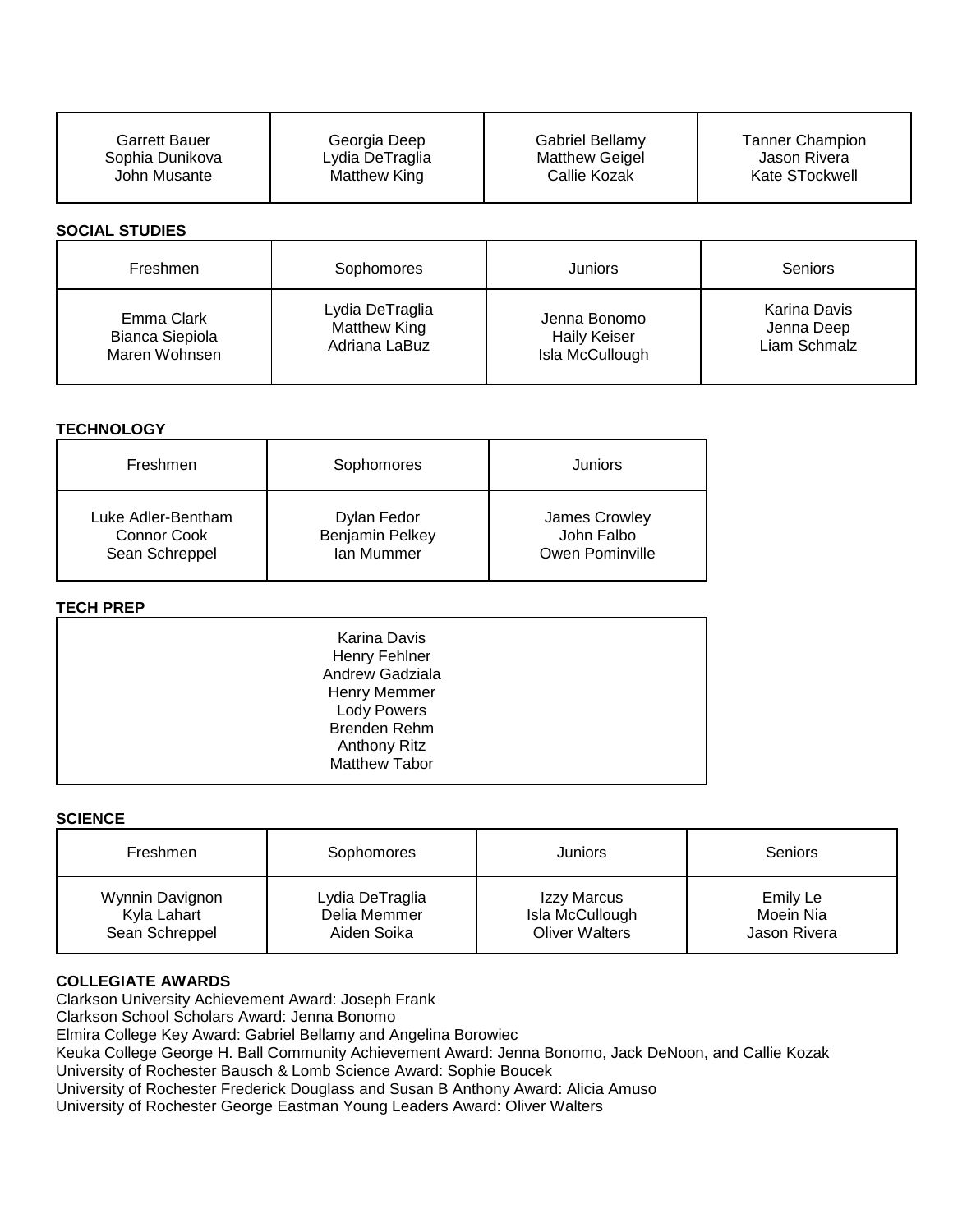| | | | |
|---|---|---|---|
| Garrett Bauer<br>Sophia Dunikova<br>John Musante | Georgia Deep<br>Lydia DeTraglia<br>Matthew King | Gabriel Bellamy<br>Matthew Geigel<br>Callie Kozak | Tanner Champion<br>Jason Rivera<br>Kate STockwell |

**SOCIAL STUDIES**

| Freshmen | Sophomores | Juniors | Seniors |
|---|---|---|---|
| Emma Clark<br>Bianca Siepiola<br>Maren Wohnsen | Lydia DeTraglia<br>Matthew King<br>Adriana LaBuz | Jenna Bonomo<br>Haily Keiser<br>Isla McCullough | Karina Davis<br>Jenna Deep<br>Liam Schmalz |

**TECHNOLOGY**

| Freshmen | Sophomores | Juniors |
|---|---|---|
| Luke Adler-Bentham<br>Connor Cook<br>Sean Schreppel | Dylan Fedor<br>Benjamin Pelkey<br>Ian Mummer | James Crowley<br>John Falbo<br>Owen Pominville |

**TECH PREP**

Karina Davis
Henry Fehlner
Andrew Gadziala
Henry Memmer
Lody Powers
Brenden Rehm
Anthony Ritz
Matthew Tabor

**SCIENCE**

| Freshmen | Sophomores | Juniors | Seniors |
|---|---|---|---|
| Wynnin Davignon<br>Kyla Lahart<br>Sean Schreppel | Lydia DeTraglia<br>Delia Memmer<br>Aiden Soika | Izzy Marcus<br>Isla McCullough<br>Oliver Walters | Emily Le<br>Moein Nia<br>Jason Rivera |

**COLLEGIATE AWARDS**

Clarkson University Achievement Award: Joseph Frank
Clarkson School Scholars Award: Jenna Bonomo
Elmira College Key Award: Gabriel Bellamy and Angelina Borowiec
Keuka College George H. Ball Community Achievement Award: Jenna Bonomo, Jack DeNoon, and Callie Kozak
University of Rochester Bausch & Lomb Science Award: Sophie Boucek
University of Rochester Frederick Douglass and Susan B Anthony Award: Alicia Amuso
University of Rochester George Eastman Young Leaders Award: Oliver Walters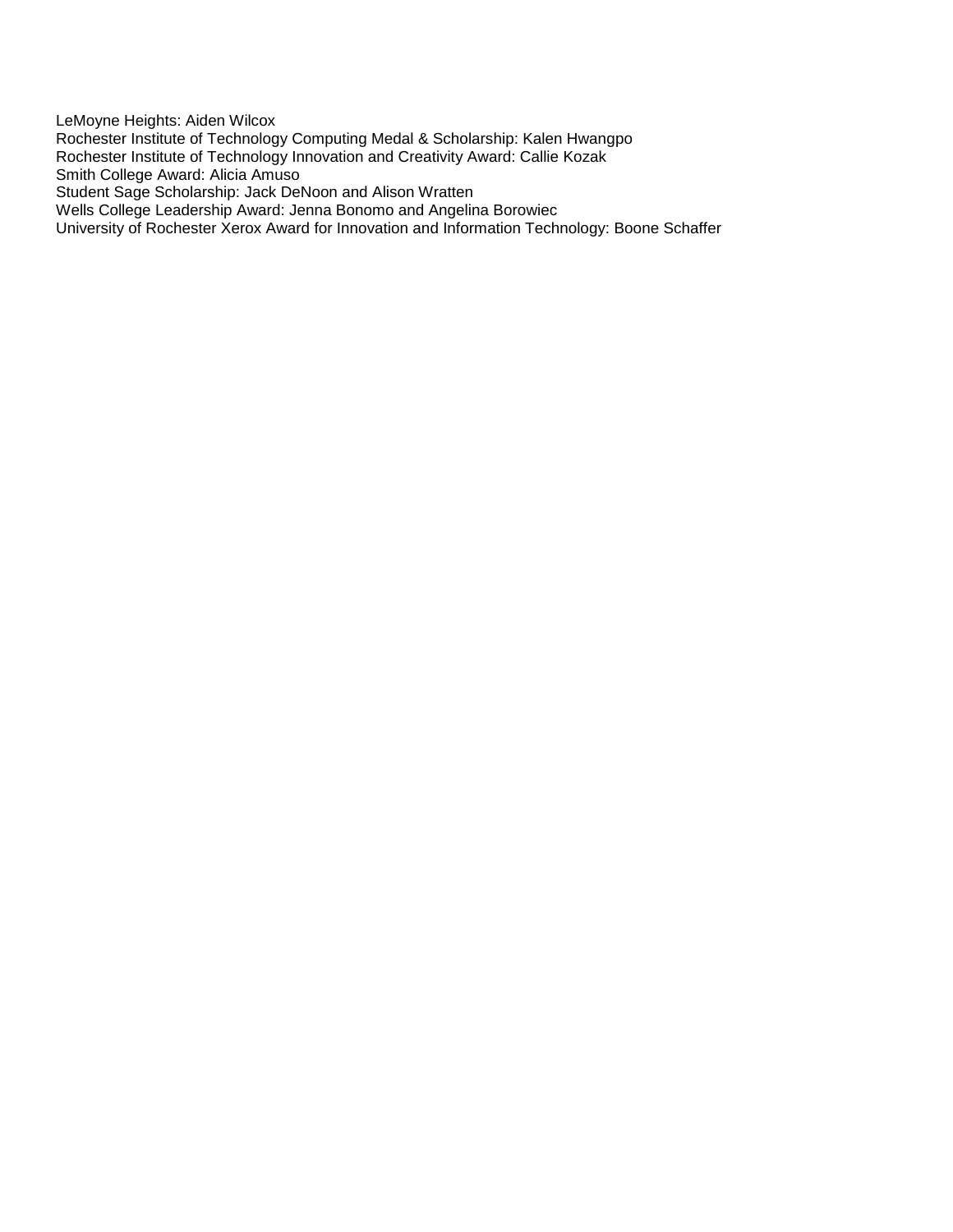LeMoyne Heights: Aiden Wilcox
Rochester Institute of Technology Computing Medal & Scholarship: Kalen Hwangpo
Rochester Institute of Technology Innovation and Creativity Award: Callie Kozak
Smith College Award: Alicia Amuso
Student Sage Scholarship: Jack DeNoon and Alison Wratten
Wells College Leadership Award: Jenna Bonomo and Angelina Borowiec
University of Rochester Xerox Award for Innovation and Information Technology: Boone Schaffer